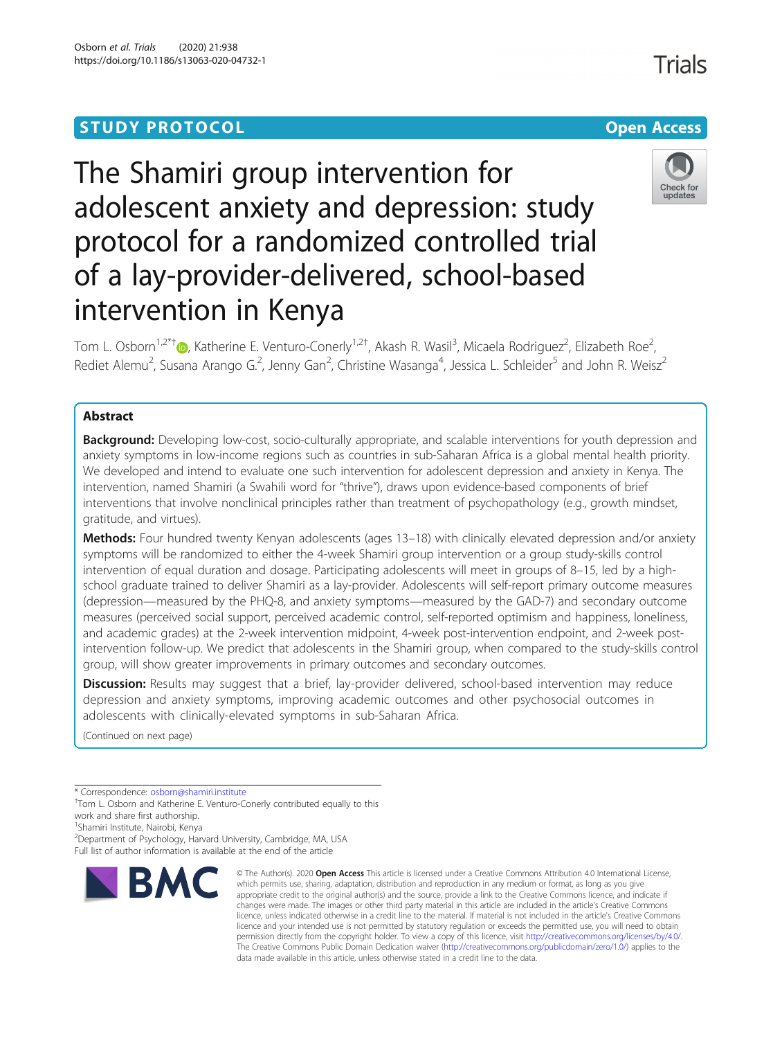STUDY PROTOCOL

Open Access

# The Shamiri group intervention for adolescent anxiety and depression: study protocol for a randomized controlled trial of a lay-provider-delivered, school-based intervention in Kenya

Tom L. Osborn[1,2*†], Katherine E. Venturo-Conerly[1,2†], Akash R. Wasil[3], Micaela Rodriguez[2], Elizabeth Roe[2], Rediet Alemu[2], Susana Arango G.[2], Jenny Gan[2], Christine Wasanga[4], Jessica L. Schleider[5] and John R. Weisz[2]

## Abstract

**Background:** Developing low-cost, socio-culturally appropriate, and scalable interventions for youth depression and anxiety symptoms in low-income regions such as countries in sub-Saharan Africa is a global mental health priority. We developed and intend to evaluate one such intervention for adolescent depression and anxiety in Kenya. The intervention, named Shamiri (a Swahili word for "thrive"), draws upon evidence-based components of brief interventions that involve nonclinical principles rather than treatment of psychopathology (e.g., growth mindset, gratitude, and virtues).

**Methods:** Four hundred twenty Kenyan adolescents (ages 13–18) with clinically elevated depression and/or anxiety symptoms will be randomized to either the 4-week Shamiri group intervention or a group study-skills control intervention of equal duration and dosage. Participating adolescents will meet in groups of 8–15, led by a high-school graduate trained to deliver Shamiri as a lay-provider. Adolescents will self-report primary outcome measures (depression—measured by the PHQ-8, and anxiety symptoms—measured by the GAD-7) and secondary outcome measures (perceived social support, perceived academic control, self-reported optimism and happiness, loneliness, and academic grades) at the 2-week intervention midpoint, 4-week post-intervention endpoint, and 2-week post-intervention follow-up. We predict that adolescents in the Shamiri group, when compared to the study-skills control group, will show greater improvements in primary outcomes and secondary outcomes.

**Discussion:** Results may suggest that a brief, lay-provider delivered, school-based intervention may reduce depression and anxiety symptoms, improving academic outcomes and other psychosocial outcomes in adolescents with clinically-elevated symptoms in sub-Saharan Africa.

(Continued on next page)

* Correspondence: osborn@shamiri.institute

†Tom L. Osborn and Katherine E. Venturo-Conerly contributed equally to this work and share first authorship.

[1]Shamiri Institute, Nairobi, Kenya

[2]Department of Psychology, Harvard University, Cambridge, MA, USA

Full list of author information is available at the end of the article

© The Author(s). 2020 **Open Access** This article is licensed under a Creative Commons Attribution 4.0 International License, which permits use, sharing, adaptation, distribution and reproduction in any medium or format, as long as you give appropriate credit to the original author(s) and the source, provide a link to the Creative Commons licence, and indicate if changes were made. The images or other third party material in this article are included in the article's Creative Commons licence, unless indicated otherwise in a credit line to the material. If material is not included in the article's Creative Commons licence and your intended use is not permitted by statutory regulation or exceeds the permitted use, you will need to obtain permission directly from the copyright holder. To view a copy of this licence, visit http://creativecommons.org/licenses/by/4.0/. The Creative Commons Public Domain Dedication waiver (http://creativecommons.org/publicdomain/zero/1.0/) applies to the data made available in this article, unless otherwise stated in a credit line to the data.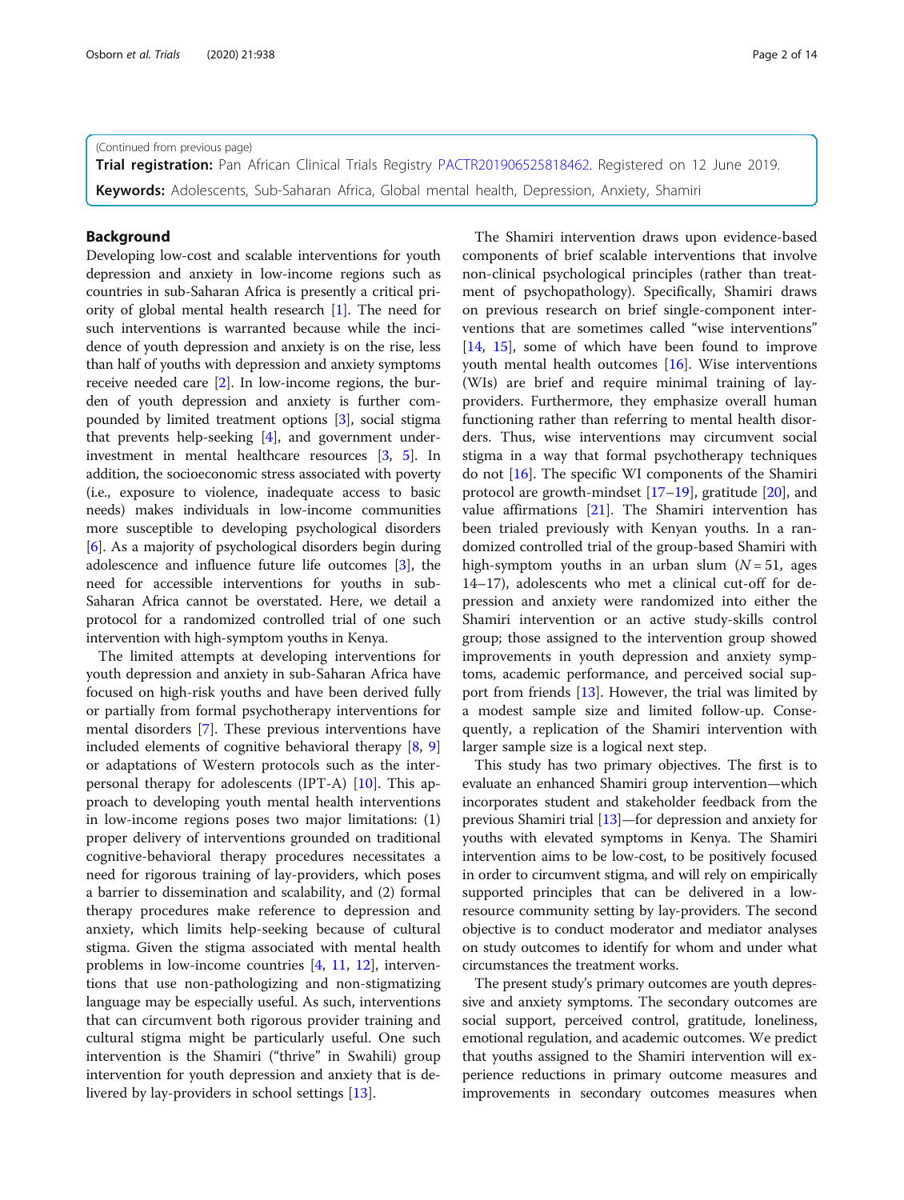(Continued from previous page)

**Trial registration:** Pan African Clinical Trials Registry PACTR201906525818462. Registered on 12 June 2019.

**Keywords:** Adolescents, Sub-Saharan Africa, Global mental health, Depression, Anxiety, Shamiri

## Background

Developing low-cost and scalable interventions for youth depression and anxiety in low-income regions such as countries in sub-Saharan Africa is presently a critical priority of global mental health research [1]. The need for such interventions is warranted because while the incidence of youth depression and anxiety is on the rise, less than half of youths with depression and anxiety symptoms receive needed care [2]. In low-income regions, the burden of youth depression and anxiety is further compounded by limited treatment options [3], social stigma that prevents help-seeking [4], and government underinvestment in mental healthcare resources [3, 5]. In addition, the socioeconomic stress associated with poverty (i.e., exposure to violence, inadequate access to basic needs) makes individuals in low-income communities more susceptible to developing psychological disorders [6]. As a majority of psychological disorders begin during adolescence and influence future life outcomes [3], the need for accessible interventions for youths in sub-Saharan Africa cannot be overstated. Here, we detail a protocol for a randomized controlled trial of one such intervention with high-symptom youths in Kenya.

The limited attempts at developing interventions for youth depression and anxiety in sub-Saharan Africa have focused on high-risk youths and have been derived fully or partially from formal psychotherapy interventions for mental disorders [7]. These previous interventions have included elements of cognitive behavioral therapy [8, 9] or adaptations of Western protocols such as the interpersonal therapy for adolescents (IPT-A) [10]. This approach to developing youth mental health interventions in low-income regions poses two major limitations: (1) proper delivery of interventions grounded on traditional cognitive-behavioral therapy procedures necessitates a need for rigorous training of lay-providers, which poses a barrier to dissemination and scalability, and (2) formal therapy procedures make reference to depression and anxiety, which limits help-seeking because of cultural stigma. Given the stigma associated with mental health problems in low-income countries [4, 11, 12], interventions that use non-pathologizing and non-stigmatizing language may be especially useful. As such, interventions that can circumvent both rigorous provider training and cultural stigma might be particularly useful. One such intervention is the Shamiri ("thrive" in Swahili) group intervention for youth depression and anxiety that is delivered by lay-providers in school settings [13].

The Shamiri intervention draws upon evidence-based components of brief scalable interventions that involve non-clinical psychological principles (rather than treatment of psychopathology). Specifically, Shamiri draws on previous research on brief single-component interventions that are sometimes called "wise interventions" [14, 15], some of which have been found to improve youth mental health outcomes [16]. Wise interventions (WIs) are brief and require minimal training of lay-providers. Furthermore, they emphasize overall human functioning rather than referring to mental health disorders. Thus, wise interventions may circumvent social stigma in a way that formal psychotherapy techniques do not [16]. The specific WI components of the Shamiri protocol are growth-mindset [17–19], gratitude [20], and value affirmations [21]. The Shamiri intervention has been trialed previously with Kenyan youths. In a randomized controlled trial of the group-based Shamiri with high-symptom youths in an urban slum ($N = 51$, ages 14–17), adolescents who met a clinical cut-off for depression and anxiety were randomized into either the Shamiri intervention or an active study-skills control group; those assigned to the intervention group showed improvements in youth depression and anxiety symptoms, academic performance, and perceived social support from friends [13]. However, the trial was limited by a modest sample size and limited follow-up. Consequently, a replication of the Shamiri intervention with larger sample size is a logical next step.

This study has two primary objectives. The first is to evaluate an enhanced Shamiri group intervention—which incorporates student and stakeholder feedback from the previous Shamiri trial [13]—for depression and anxiety for youths with elevated symptoms in Kenya. The Shamiri intervention aims to be low-cost, to be positively focused in order to circumvent stigma, and will rely on empirically supported principles that can be delivered in a low-resource community setting by lay-providers. The second objective is to conduct moderator and mediator analyses on study outcomes to identify for whom and under what circumstances the treatment works.

The present study's primary outcomes are youth depressive and anxiety symptoms. The secondary outcomes are social support, perceived control, gratitude, loneliness, emotional regulation, and academic outcomes. We predict that youths assigned to the Shamiri intervention will experience reductions in primary outcome measures and improvements in secondary outcomes measures when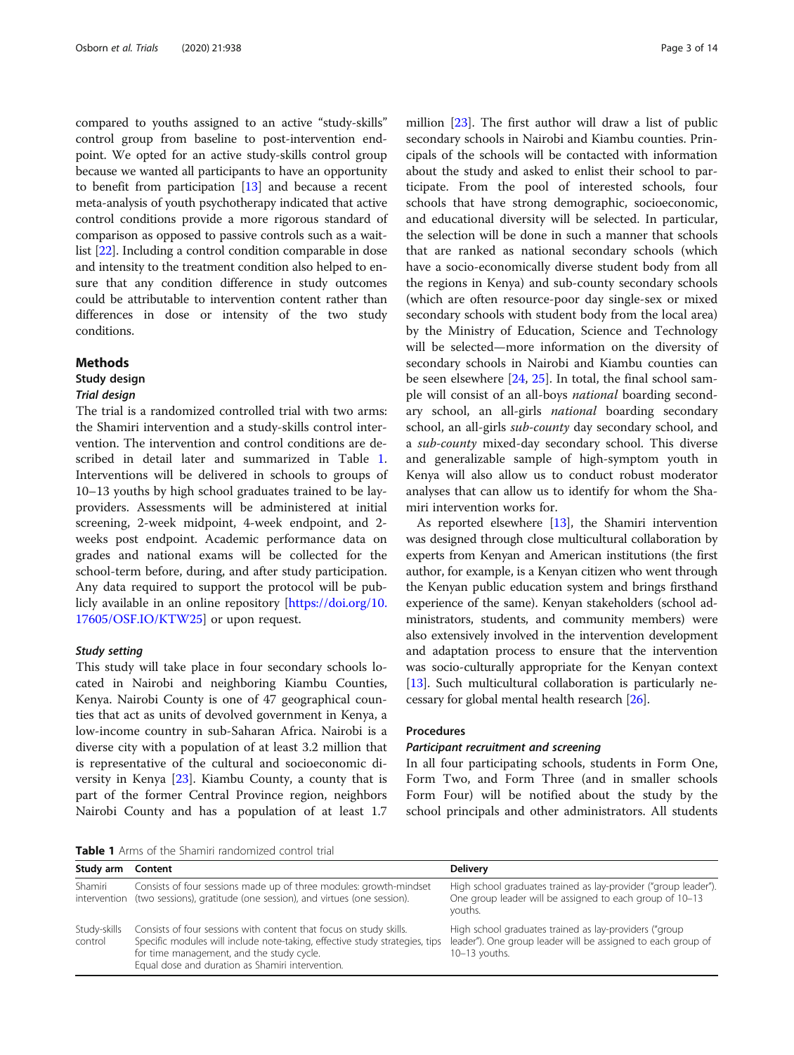compared to youths assigned to an active "study-skills" control group from baseline to post-intervention endpoint. We opted for an active study-skills control group because we wanted all participants to have an opportunity to benefit from participation [13] and because a recent meta-analysis of youth psychotherapy indicated that active control conditions provide a more rigorous standard of comparison as opposed to passive controls such as a waitlist [22]. Including a control condition comparable in dose and intensity to the treatment condition also helped to ensure that any condition difference in study outcomes could be attributable to intervention content rather than differences in dose or intensity of the two study conditions.

## Methods

### Study design

#### *Trial design*

The trial is a randomized controlled trial with two arms: the Shamiri intervention and a study-skills control intervention. The intervention and control conditions are described in detail later and summarized in Table 1. Interventions will be delivered in schools to groups of 10–13 youths by high school graduates trained to be lay-providers. Assessments will be administered at initial screening, 2-week midpoint, 4-week endpoint, and 2-weeks post endpoint. Academic performance data on grades and national exams will be collected for the school-term before, during, and after study participation. Any data required to support the protocol will be publicly available in an online repository [https://doi.org/10.17605/OSF.IO/KTW25] or upon request.

#### *Study setting*

This study will take place in four secondary schools located in Nairobi and neighboring Kiambu Counties, Kenya. Nairobi County is one of 47 geographical counties that act as units of devolved government in Kenya, a low-income country in sub-Saharan Africa. Nairobi is a diverse city with a population of at least 3.2 million that is representative of the cultural and socioeconomic diversity in Kenya [23]. Kiambu County, a county that is part of the former Central Province region, neighbors Nairobi County and has a population of at least 1.7 million [23]. The first author will draw a list of public secondary schools in Nairobi and Kiambu counties. Principals of the schools will be contacted with information about the study and asked to enlist their school to participate. From the pool of interested schools, four schools that have strong demographic, socioeconomic, and educational diversity will be selected. In particular, the selection will be done in such a manner that schools that are ranked as national secondary schools (which have a socio-economically diverse student body from all the regions in Kenya) and sub-county secondary schools (which are often resource-poor day single-sex or mixed secondary schools with student body from the local area) by the Ministry of Education, Science and Technology will be selected—more information on the diversity of secondary schools in Nairobi and Kiambu counties can be seen elsewhere [24, 25]. In total, the final school sample will consist of an all-boys *national* boarding secondary school, an all-girls *national* boarding secondary school, an all-girls *sub-county* day secondary school, and a *sub-county* mixed-day secondary school. This diverse and generalizable sample of high-symptom youth in Kenya will also allow us to conduct robust moderator analyses that can allow us to identify for whom the Shamiri intervention works for.

As reported elsewhere [13], the Shamiri intervention was designed through close multicultural collaboration by experts from Kenyan and American institutions (the first author, for example, is a Kenyan citizen who went through the Kenyan public education system and brings firsthand experience of the same). Kenyan stakeholders (school administrators, students, and community members) were also extensively involved in the intervention development and adaptation process to ensure that the intervention was socio-culturally appropriate for the Kenyan context [13]. Such multicultural collaboration is particularly necessary for global mental health research [26].

### Procedures

#### *Participant recruitment and screening*

In all four participating schools, students in Form One, Form Two, and Form Three (and in smaller schools Form Four) will be notified about the study by the school principals and other administrators. All students

**Table 1** Arms of the Shamiri randomized control trial

| Study arm | Content | Delivery |
|---|---|---|
| Shamiri intervention | Consists of four sessions made up of three modules: growth-mindset (two sessions), gratitude (one session), and virtues (one session). | High school graduates trained as lay-provider ("group leader"). One group leader will be assigned to each group of 10–13 youths. |
| Study-skills control | Consists of four sessions with content that focus on study skills. Specific modules will include note-taking, effective study strategies, tips for time management, and the study cycle. Equal dose and duration as Shamiri intervention. | High school graduates trained as lay-providers ("group leader"). One group leader will be assigned to each group of 10–13 youths. |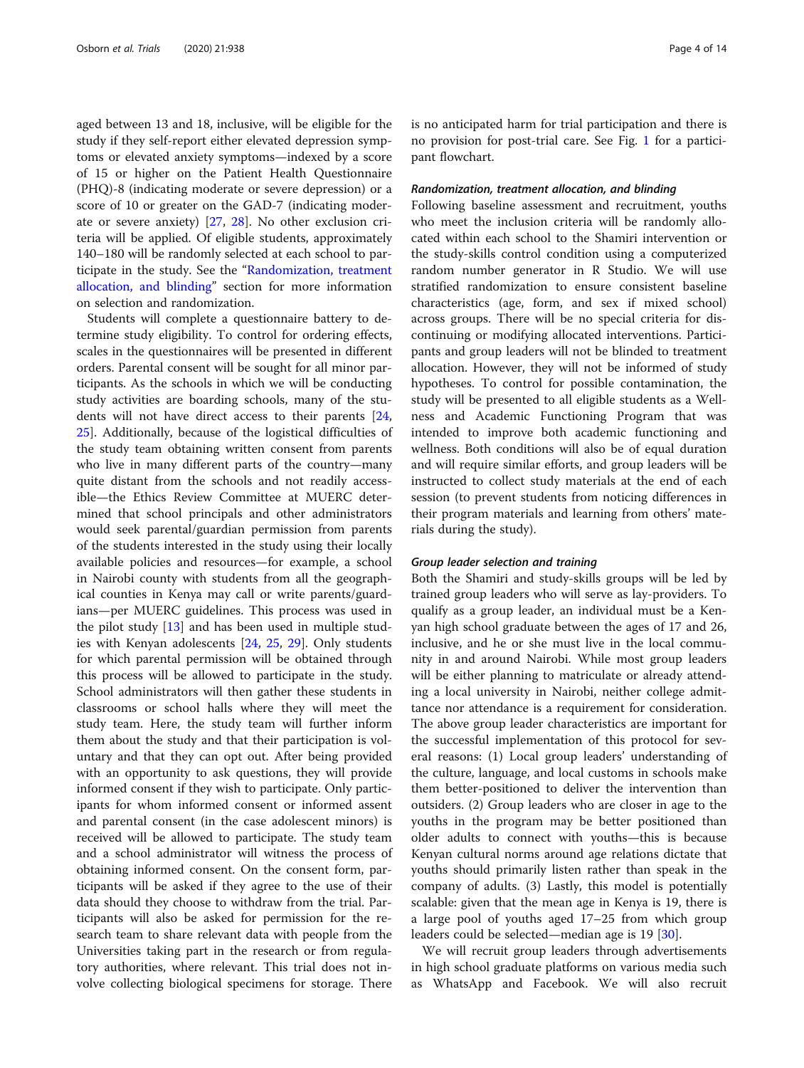aged between 13 and 18, inclusive, will be eligible for the study if they self-report either elevated depression symptoms or elevated anxiety symptoms—indexed by a score of 15 or higher on the Patient Health Questionnaire (PHQ)-8 (indicating moderate or severe depression) or a score of 10 or greater on the GAD-7 (indicating moderate or severe anxiety) [27, 28]. No other exclusion criteria will be applied. Of eligible students, approximately 140–180 will be randomly selected at each school to participate in the study. See the "Randomization, treatment allocation, and blinding" section for more information on selection and randomization.

Students will complete a questionnaire battery to determine study eligibility. To control for ordering effects, scales in the questionnaires will be presented in different orders. Parental consent will be sought for all minor participants. As the schools in which we will be conducting study activities are boarding schools, many of the students will not have direct access to their parents [24, 25]. Additionally, because of the logistical difficulties of the study team obtaining written consent from parents who live in many different parts of the country—many quite distant from the schools and not readily accessible—the Ethics Review Committee at MUERC determined that school principals and other administrators would seek parental/guardian permission from parents of the students interested in the study using their locally available policies and resources—for example, a school in Nairobi county with students from all the geographical counties in Kenya may call or write parents/guardians—per MUERC guidelines. This process was used in the pilot study [13] and has been used in multiple studies with Kenyan adolescents [24, 25, 29]. Only students for which parental permission will be obtained through this process will be allowed to participate in the study. School administrators will then gather these students in classrooms or school halls where they will meet the study team. Here, the study team will further inform them about the study and that their participation is voluntary and that they can opt out. After being provided with an opportunity to ask questions, they will provide informed consent if they wish to participate. Only participants for whom informed consent or informed assent and parental consent (in the case adolescent minors) is received will be allowed to participate. The study team and a school administrator will witness the process of obtaining informed consent. On the consent form, participants will be asked if they agree to the use of their data should they choose to withdraw from the trial. Participants will also be asked for permission for the research team to share relevant data with people from the Universities taking part in the research or from regulatory authorities, where relevant. This trial does not involve collecting biological specimens for storage. There is no anticipated harm for trial participation and there is no provision for post-trial care. See Fig. 1 for a participant flowchart.

#### *Randomization, treatment allocation, and blinding*

Following baseline assessment and recruitment, youths who meet the inclusion criteria will be randomly allocated within each school to the Shamiri intervention or the study-skills control condition using a computerized random number generator in R Studio. We will use stratified randomization to ensure consistent baseline characteristics (age, form, and sex if mixed school) across groups. There will be no special criteria for discontinuing or modifying allocated interventions. Participants and group leaders will not be blinded to treatment allocation. However, they will not be informed of study hypotheses. To control for possible contamination, the study will be presented to all eligible students as a Wellness and Academic Functioning Program that was intended to improve both academic functioning and wellness. Both conditions will also be of equal duration and will require similar efforts, and group leaders will be instructed to collect study materials at the end of each session (to prevent students from noticing differences in their program materials and learning from others' materials during the study).

#### *Group leader selection and training*

Both the Shamiri and study-skills groups will be led by trained group leaders who will serve as lay-providers. To qualify as a group leader, an individual must be a Kenyan high school graduate between the ages of 17 and 26, inclusive, and he or she must live in the local community in and around Nairobi. While most group leaders will be either planning to matriculate or already attending a local university in Nairobi, neither college admittance nor attendance is a requirement for consideration. The above group leader characteristics are important for the successful implementation of this protocol for several reasons: (1) Local group leaders' understanding of the culture, language, and local customs in schools make them better-positioned to deliver the intervention than outsiders. (2) Group leaders who are closer in age to the youths in the program may be better positioned than older adults to connect with youths—this is because Kenyan cultural norms around age relations dictate that youths should primarily listen rather than speak in the company of adults. (3) Lastly, this model is potentially scalable: given that the mean age in Kenya is 19, there is a large pool of youths aged 17–25 from which group leaders could be selected—median age is 19 [30].

We will recruit group leaders through advertisements in high school graduate platforms on various media such as WhatsApp and Facebook. We will also recruit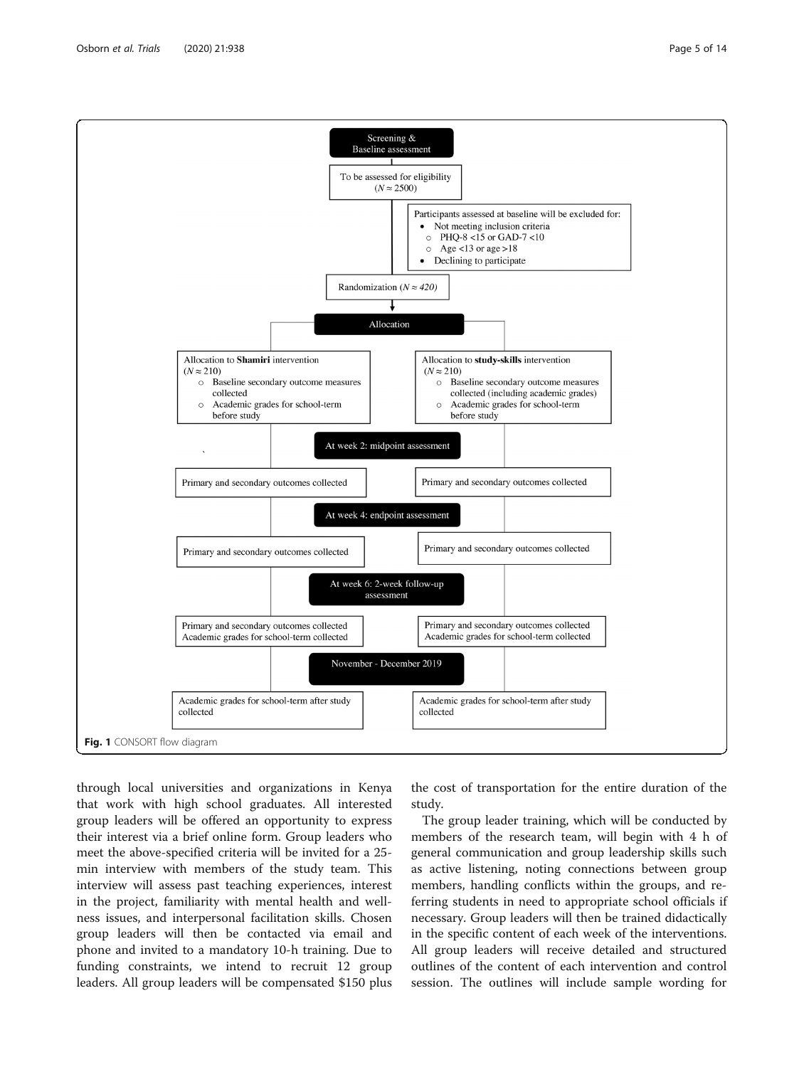Screening & Baseline assessment

To be assessed for eligibility ($N \approx 2500$)

Participants assessed at baseline will be excluded for:

- Not meeting inclusion criteria
  - PHQ-8 <15 or GAD-7 <10
  - Age <13 or age >18
- Declining to participate

Randomization ($N \approx 420$)

Allocation

| Allocation to **Shamiri** intervention ($N \approx 210$) | Allocation to **study-skills** intervention ($N \approx 210$) |
| --- | --- |
| Baseline secondary outcome measures collected; Academic grades for school-term before study | Baseline secondary outcome measures collected (including academic grades); Academic grades for school-term before study |
| **At week 2: midpoint assessment** | |
| Primary and secondary outcomes collected | Primary and secondary outcomes collected |
| **At week 4: endpoint assessment** | |
| Primary and secondary outcomes collected | Primary and secondary outcomes collected |
| **At week 6: 2-week follow-up assessment** | |
| Primary and secondary outcomes collected; Academic grades for school-term collected | Primary and secondary outcomes collected; Academic grades for school-term collected |
| **November - December 2019** | |
| Academic grades for school-term after study collected | Academic grades for school-term after study collected |

**Fig. 1** CONSORT flow diagram

through local universities and organizations in Kenya that work with high school graduates. All interested group leaders will be offered an opportunity to express their interest via a brief online form. Group leaders who meet the above-specified criteria will be invited for a 25-min interview with members of the study team. This interview will assess past teaching experiences, interest in the project, familiarity with mental health and wellness issues, and interpersonal facilitation skills. Chosen group leaders will then be contacted via email and phone and invited to a mandatory 10-h training. Due to funding constraints, we intend to recruit 12 group leaders. All group leaders will be compensated $150 plus the cost of transportation for the entire duration of the study.

The group leader training, which will be conducted by members of the research team, will begin with 4 h of general communication and group leadership skills such as active listening, noting connections between group members, handling conflicts within the groups, and referring students in need to appropriate school officials if necessary. Group leaders will then be trained didactically in the specific content of each week of the interventions. All group leaders will receive detailed and structured outlines of the content of each intervention and control session. The outlines will include sample wording for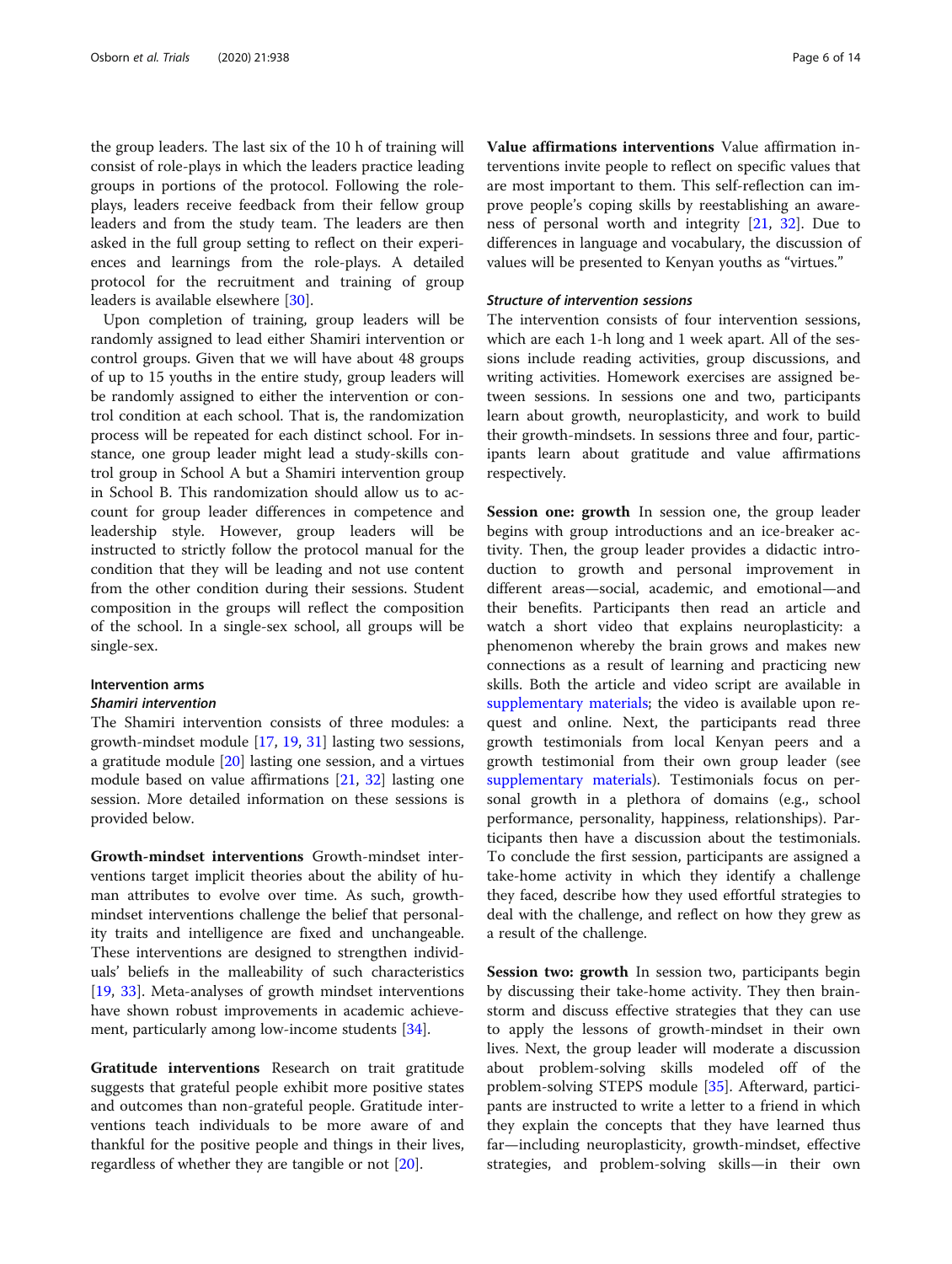the group leaders. The last six of the 10 h of training will consist of role-plays in which the leaders practice leading groups in portions of the protocol. Following the role-plays, leaders receive feedback from their fellow group leaders and from the study team. The leaders are then asked in the full group setting to reflect on their experiences and learnings from the role-plays. A detailed protocol for the recruitment and training of group leaders is available elsewhere [30].

Upon completion of training, group leaders will be randomly assigned to lead either Shamiri intervention or control groups. Given that we will have about 48 groups of up to 15 youths in the entire study, group leaders will be randomly assigned to either the intervention or control condition at each school. That is, the randomization process will be repeated for each distinct school. For instance, one group leader might lead a study-skills control group in School A but a Shamiri intervention group in School B. This randomization should allow us to account for group leader differences in competence and leadership style. However, group leaders will be instructed to strictly follow the protocol manual for the condition that they will be leading and not use content from the other condition during their sessions. Student composition in the groups will reflect the composition of the school. In a single-sex school, all groups will be single-sex.

### Intervention arms

#### *Shamiri intervention*

The Shamiri intervention consists of three modules: a growth-mindset module [17, 19, 31] lasting two sessions, a gratitude module [20] lasting one session, and a virtues module based on value affirmations [21, 32] lasting one session. More detailed information on these sessions is provided below.

**Growth-mindset interventions** Growth-mindset interventions target implicit theories about the ability of human attributes to evolve over time. As such, growth-mindset interventions challenge the belief that personality traits and intelligence are fixed and unchangeable. These interventions are designed to strengthen individuals' beliefs in the malleability of such characteristics [19, 33]. Meta-analyses of growth mindset interventions have shown robust improvements in academic achievement, particularly among low-income students [34].

**Gratitude interventions** Research on trait gratitude suggests that grateful people exhibit more positive states and outcomes than non-grateful people. Gratitude interventions teach individuals to be more aware of and thankful for the positive people and things in their lives, regardless of whether they are tangible or not [20].

**Value affirmations interventions** Value affirmation interventions invite people to reflect on specific values that are most important to them. This self-reflection can improve people's coping skills by reestablishing an awareness of personal worth and integrity [21, 32]. Due to differences in language and vocabulary, the discussion of values will be presented to Kenyan youths as "virtues."

#### *Structure of intervention sessions*

The intervention consists of four intervention sessions, which are each 1-h long and 1 week apart. All of the sessions include reading activities, group discussions, and writing activities. Homework exercises are assigned between sessions. In sessions one and two, participants learn about growth, neuroplasticity, and work to build their growth-mindsets. In sessions three and four, participants learn about gratitude and value affirmations respectively.

**Session one: growth** In session one, the group leader begins with group introductions and an ice-breaker activity. Then, the group leader provides a didactic introduction to growth and personal improvement in different areas—social, academic, and emotional—and their benefits. Participants then read an article and watch a short video that explains neuroplasticity: a phenomenon whereby the brain grows and makes new connections as a result of learning and practicing new skills. Both the article and video script are available in supplementary materials; the video is available upon request and online. Next, the participants read three growth testimonials from local Kenyan peers and a growth testimonial from their own group leader (see supplementary materials). Testimonials focus on personal growth in a plethora of domains (e.g., school performance, personality, happiness, relationships). Participants then have a discussion about the testimonials. To conclude the first session, participants are assigned a take-home activity in which they identify a challenge they faced, describe how they used effortful strategies to deal with the challenge, and reflect on how they grew as a result of the challenge.

**Session two: growth** In session two, participants begin by discussing their take-home activity. They then brainstorm and discuss effective strategies that they can use to apply the lessons of growth-mindset in their own lives. Next, the group leader will moderate a discussion about problem-solving skills modeled off of the problem-solving STEPS module [35]. Afterward, participants are instructed to write a letter to a friend in which they explain the concepts that they have learned thus far—including neuroplasticity, growth-mindset, effective strategies, and problem-solving skills—in their own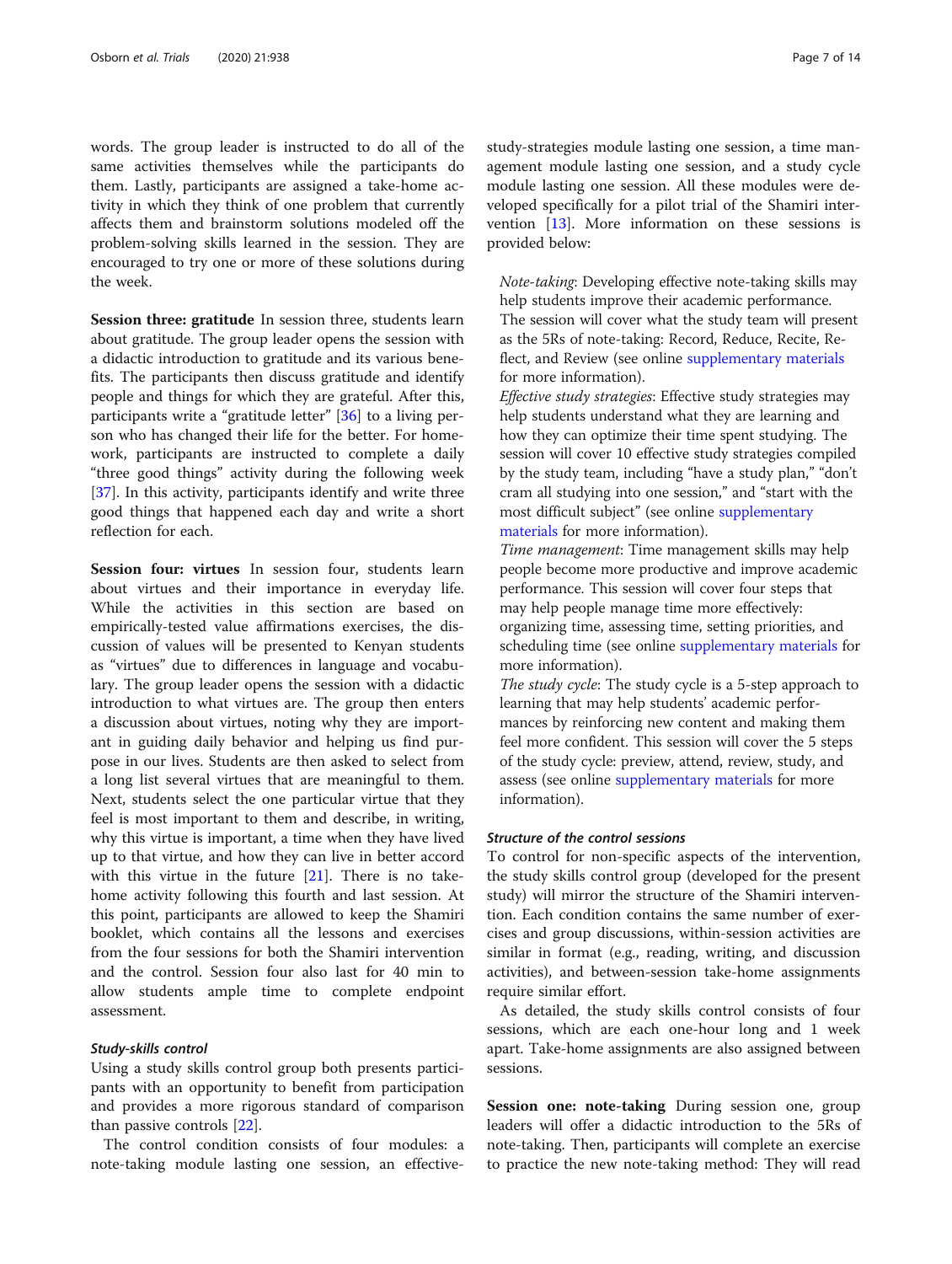words. The group leader is instructed to do all of the same activities themselves while the participants do them. Lastly, participants are assigned a take-home activity in which they think of one problem that currently affects them and brainstorm solutions modeled off the problem-solving skills learned in the session. They are encouraged to try one or more of these solutions during the week.

**Session three: gratitude** In session three, students learn about gratitude. The group leader opens the session with a didactic introduction to gratitude and its various benefits. The participants then discuss gratitude and identify people and things for which they are grateful. After this, participants write a "gratitude letter" [36] to a living person who has changed their life for the better. For homework, participants are instructed to complete a daily "three good things" activity during the following week [37]. In this activity, participants identify and write three good things that happened each day and write a short reflection for each.

**Session four: virtues** In session four, students learn about virtues and their importance in everyday life. While the activities in this section are based on empirically-tested value affirmations exercises, the discussion of values will be presented to Kenyan students as "virtues" due to differences in language and vocabulary. The group leader opens the session with a didactic introduction to what virtues are. The group then enters a discussion about virtues, noting why they are important in guiding daily behavior and helping us find purpose in our lives. Students are then asked to select from a long list several virtues that are meaningful to them. Next, students select the one particular virtue that they feel is most important to them and describe, in writing, why this virtue is important, a time when they have lived up to that virtue, and how they can live in better accord with this virtue in the future [21]. There is no take-home activity following this fourth and last session. At this point, participants are allowed to keep the Shamiri booklet, which contains all the lessons and exercises from the four sessions for both the Shamiri intervention and the control. Session four also last for 40 min to allow students ample time to complete endpoint assessment.

#### *Study-skills control*

Using a study skills control group both presents participants with an opportunity to benefit from participation and provides a more rigorous standard of comparison than passive controls [22].

The control condition consists of four modules: a note-taking module lasting one session, an effective-study-strategies module lasting one session, a time management module lasting one session, and a study cycle module lasting one session. All these modules were developed specifically for a pilot trial of the Shamiri intervention [13]. More information on these sessions is provided below:

*Note-taking*: Developing effective note-taking skills may help students improve their academic performance. The session will cover what the study team will present as the 5Rs of note-taking: Record, Reduce, Recite, Reflect, and Review (see online supplementary materials for more information).

*Effective study strategies*: Effective study strategies may help students understand what they are learning and how they can optimize their time spent studying. The session will cover 10 effective study strategies compiled by the study team, including "have a study plan," "don't cram all studying into one session," and "start with the most difficult subject" (see online supplementary materials for more information).

*Time management*: Time management skills may help people become more productive and improve academic performance. This session will cover four steps that may help people manage time more effectively: organizing time, assessing time, setting priorities, and scheduling time (see online supplementary materials for more information).

*The study cycle*: The study cycle is a 5-step approach to learning that may help students' academic performances by reinforcing new content and making them feel more confident. This session will cover the 5 steps of the study cycle: preview, attend, review, study, and assess (see online supplementary materials for more information).

#### *Structure of the control sessions*

To control for non-specific aspects of the intervention, the study skills control group (developed for the present study) will mirror the structure of the Shamiri intervention. Each condition contains the same number of exercises and group discussions, within-session activities are similar in format (e.g., reading, writing, and discussion activities), and between-session take-home assignments require similar effort.

As detailed, the study skills control consists of four sessions, which are each one-hour long and 1 week apart. Take-home assignments are also assigned between sessions.

**Session one: note-taking** During session one, group leaders will offer a didactic introduction to the 5Rs of note-taking. Then, participants will complete an exercise to practice the new note-taking method: They will read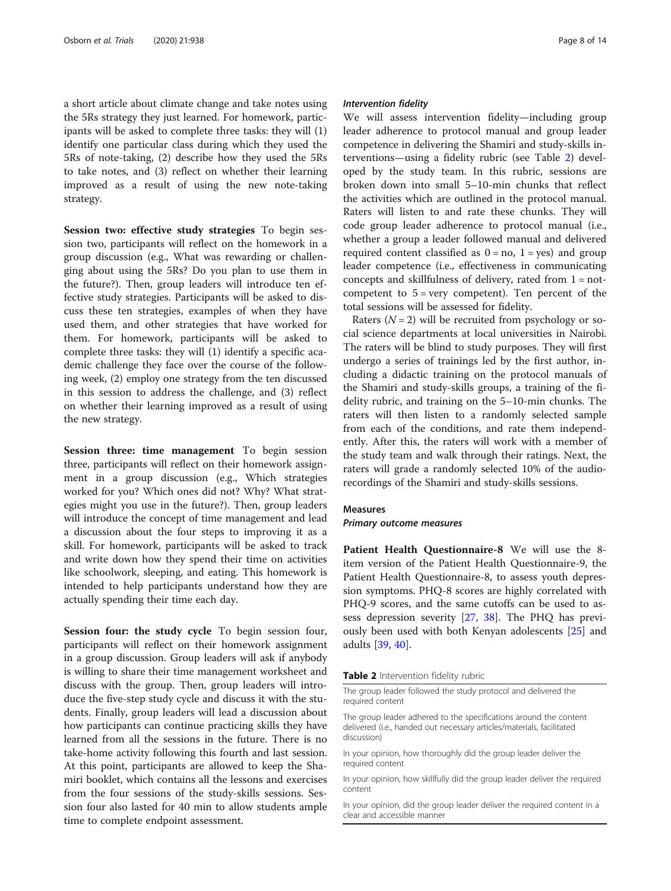a short article about climate change and take notes using the 5Rs strategy they just learned. For homework, participants will be asked to complete three tasks: they will (1) identify one particular class during which they used the 5Rs of note-taking, (2) describe how they used the 5Rs to take notes, and (3) reflect on whether their learning improved as a result of using the new note-taking strategy.

**Session two: effective study strategies** To begin session two, participants will reflect on the homework in a group discussion (e.g., What was rewarding or challenging about using the 5Rs? Do you plan to use them in the future?). Then, group leaders will introduce ten effective study strategies. Participants will be asked to discuss these ten strategies, examples of when they have used them, and other strategies that have worked for them. For homework, participants will be asked to complete three tasks: they will (1) identify a specific academic challenge they face over the course of the following week, (2) employ one strategy from the ten discussed in this session to address the challenge, and (3) reflect on whether their learning improved as a result of using the new strategy.

**Session three: time management** To begin session three, participants will reflect on their homework assignment in a group discussion (e.g., Which strategies worked for you? Which ones did not? Why? What strategies might you use in the future?). Then, group leaders will introduce the concept of time management and lead a discussion about the four steps to improving it as a skill. For homework, participants will be asked to track and write down how they spend their time on activities like schoolwork, sleeping, and eating. This homework is intended to help participants understand how they are actually spending their time each day.

**Session four: the study cycle** To begin session four, participants will reflect on their homework assignment in a group discussion. Group leaders will ask if anybody is willing to share their time management worksheet and discuss with the group. Then, group leaders will introduce the five-step study cycle and discuss it with the students. Finally, group leaders will lead a discussion about how participants can continue practicing skills they have learned from all the sessions in the future. There is no take-home activity following this fourth and last session. At this point, participants are allowed to keep the Shamiri booklet, which contains all the lessons and exercises from the four sessions of the study-skills sessions. Session four also lasted for 40 min to allow students ample time to complete endpoint assessment.

### *Intervention fidelity*

We will assess intervention fidelity—including group leader adherence to protocol manual and group leader competence in delivering the Shamiri and study-skills interventions—using a fidelity rubric (see Table 2) developed by the study team. In this rubric, sessions are broken down into small 5–10-min chunks that reflect the activities which are outlined in the protocol manual. Raters will listen to and rate these chunks. They will code group leader adherence to protocol manual (i.e., whether a group a leader followed manual and delivered required content classified as 0 = no, 1 = yes) and group leader competence (i.e., effectiveness in communicating concepts and skillfulness of delivery, rated from 1 = not-competent to 5 = very competent). Ten percent of the total sessions will be assessed for fidelity.

Raters ($N = 2$) will be recruited from psychology or social science departments at local universities in Nairobi. The raters will be blind to study purposes. They will first undergo a series of trainings led by the first author, including a didactic training on the protocol manuals of the Shamiri and study-skills groups, a training of the fidelity rubric, and training on the 5–10-min chunks. The raters will then listen to a randomly selected sample from each of the conditions, and rate them independently. After this, the raters will work with a member of the study team and walk through their ratings. Next, the raters will grade a randomly selected 10% of the audio-recordings of the Shamiri and study-skills sessions.

## Measures

### *Primary outcome measures*

**Patient Health Questionnaire-8** We will use the 8-item version of the Patient Health Questionnaire-9, the Patient Health Questionnaire-8, to assess youth depression symptoms. PHQ-8 scores are highly correlated with PHQ-9 scores, and the same cutoffs can be used to assess depression severity [27, 38]. The PHQ has previously been used with both Kenyan adolescents [25] and adults [39, 40].

**Table 2** Intervention fidelity rubric

| |
|---|
| The group leader followed the study protocol and delivered the required content |
| The group leader adhered to the specifications around the content delivered (i.e., handed out necessary articles/materials, facilitated discussion) |
| In your opinion, how thoroughly did the group leader deliver the required content |
| In your opinion, how skillfully did the group leader deliver the required content |
| In your opinion, did the group leader deliver the required content in a clear and accessible manner |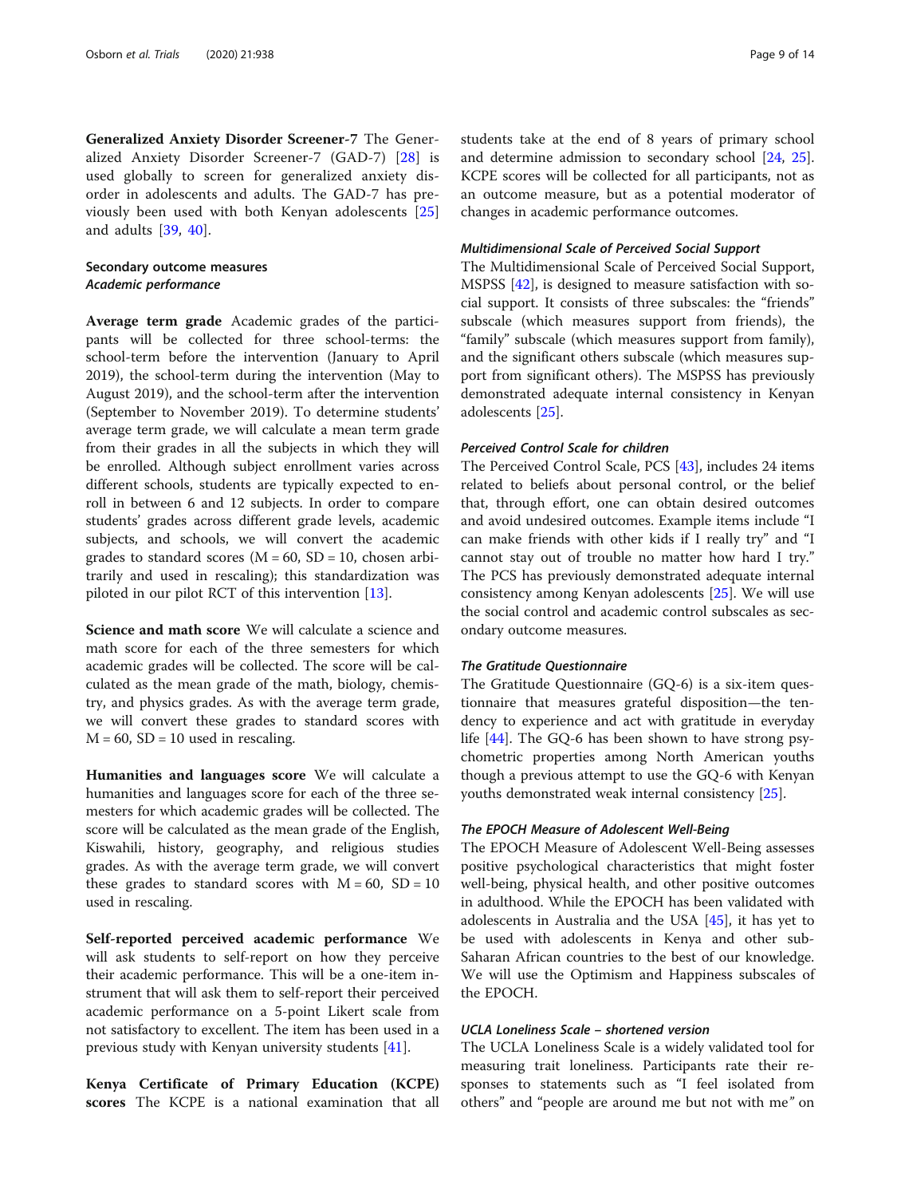**Generalized Anxiety Disorder Screener-7** The Generalized Anxiety Disorder Screener-7 (GAD-7) [28] is used globally to screen for generalized anxiety disorder in adolescents and adults. The GAD-7 has previously been used with both Kenyan adolescents [25] and adults [39, 40].

### Secondary outcome measures

#### *Academic performance*

**Average term grade** Academic grades of the participants will be collected for three school-terms: the school-term before the intervention (January to April 2019), the school-term during the intervention (May to August 2019), and the school-term after the intervention (September to November 2019). To determine students' average term grade, we will calculate a mean term grade from their grades in all the subjects in which they will be enrolled. Although subject enrollment varies across different schools, students are typically expected to enroll in between 6 and 12 subjects. In order to compare students' grades across different grade levels, academic subjects, and schools, we will convert the academic grades to standard scores (M = 60, SD = 10, chosen arbitrarily and used in rescaling); this standardization was piloted in our pilot RCT of this intervention [13].

**Science and math score** We will calculate a science and math score for each of the three semesters for which academic grades will be collected. The score will be calculated as the mean grade of the math, biology, chemistry, and physics grades. As with the average term grade, we will convert these grades to standard scores with M = 60, SD = 10 used in rescaling.

**Humanities and languages score** We will calculate a humanities and languages score for each of the three semesters for which academic grades will be collected. The score will be calculated as the mean grade of the English, Kiswahili, history, geography, and religious studies grades. As with the average term grade, we will convert these grades to standard scores with M = 60, SD = 10 used in rescaling.

**Self-reported perceived academic performance** We will ask students to self-report on how they perceive their academic performance. This will be a one-item instrument that will ask them to self-report their perceived academic performance on a 5-point Likert scale from not satisfactory to excellent. The item has been used in a previous study with Kenyan university students [41].

**Kenya Certificate of Primary Education (KCPE) scores** The KCPE is a national examination that all students take at the end of 8 years of primary school and determine admission to secondary school [24, 25]. KCPE scores will be collected for all participants, not as an outcome measure, but as a potential moderator of changes in academic performance outcomes.

#### *Multidimensional Scale of Perceived Social Support*

The Multidimensional Scale of Perceived Social Support, MSPSS [42], is designed to measure satisfaction with social support. It consists of three subscales: the "friends" subscale (which measures support from friends), the "family" subscale (which measures support from family), and the significant others subscale (which measures support from significant others). The MSPSS has previously demonstrated adequate internal consistency in Kenyan adolescents [25].

#### *Perceived Control Scale for children*

The Perceived Control Scale, PCS [43], includes 24 items related to beliefs about personal control, or the belief that, through effort, one can obtain desired outcomes and avoid undesired outcomes. Example items include "I can make friends with other kids if I really try" and "I cannot stay out of trouble no matter how hard I try." The PCS has previously demonstrated adequate internal consistency among Kenyan adolescents [25]. We will use the social control and academic control subscales as secondary outcome measures.

#### *The Gratitude Questionnaire*

The Gratitude Questionnaire (GQ-6) is a six-item questionnaire that measures grateful disposition—the tendency to experience and act with gratitude in everyday life [44]. The GQ-6 has been shown to have strong psychometric properties among North American youths though a previous attempt to use the GQ-6 with Kenyan youths demonstrated weak internal consistency [25].

#### *The EPOCH Measure of Adolescent Well-Being*

The EPOCH Measure of Adolescent Well-Being assesses positive psychological characteristics that might foster well-being, physical health, and other positive outcomes in adulthood. While the EPOCH has been validated with adolescents in Australia and the USA [45], it has yet to be used with adolescents in Kenya and other sub-Saharan African countries to the best of our knowledge. We will use the Optimism and Happiness subscales of the EPOCH.

#### *UCLA Loneliness Scale – shortened version*

The UCLA Loneliness Scale is a widely validated tool for measuring trait loneliness. Participants rate their responses to statements such as "I feel isolated from others" and "people are around me but not with me" on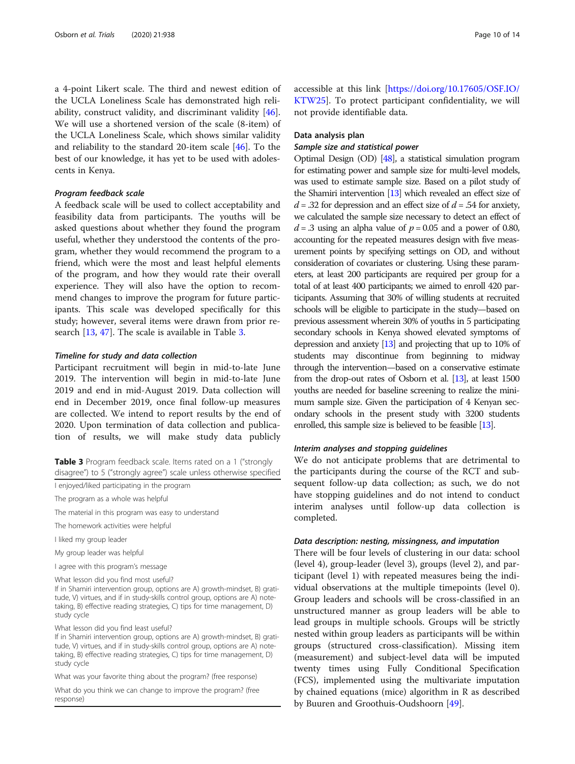a 4-point Likert scale. The third and newest edition of the UCLA Loneliness Scale has demonstrated high reliability, construct validity, and discriminant validity [46]. We will use a shortened version of the scale (8-item) of the UCLA Loneliness Scale, which shows similar validity and reliability to the standard 20-item scale [46]. To the best of our knowledge, it has yet to be used with adolescents in Kenya.

#### *Program feedback scale*

A feedback scale will be used to collect acceptability and feasibility data from participants. The youths will be asked questions about whether they found the program useful, whether they understood the contents of the program, whether they would recommend the program to a friend, which were the most and least helpful elements of the program, and how they would rate their overall experience. They will also have the option to recommend changes to improve the program for future participants. This scale was developed specifically for this study; however, several items were drawn from prior research [13, 47]. The scale is available in Table 3.

#### *Timeline for study and data collection*

Participant recruitment will begin in mid-to-late June 2019. The intervention will begin in mid-to-late June 2019 and end in mid-August 2019. Data collection will end in December 2019, once final follow-up measures are collected. We intend to report results by the end of 2020. Upon termination of data collection and publication of results, we will make study data publicly accessible at this link [https://doi.org/10.17605/OSF.IO/KTW25]. To protect participant confidentiality, we will not provide identifiable data.

**Table 3** Program feedback scale. Items rated on a 1 ("strongly disagree") to 5 ("strongly agree") scale unless otherwise specified

| |
|---|
| I enjoyed/liked participating in the program |
| The program as a whole was helpful |
| The material in this program was easy to understand |
| The homework activities were helpful |
| I liked my group leader |
| My group leader was helpful |
| I agree with this program's message |
| What lesson did you find most useful?<br>If in Shamiri intervention group, options are A) growth-mindset, B) gratitude, V) virtues, and if in study-skills control group, options are A) note-taking, B) effective reading strategies, C) tips for time management, D) study cycle |
| What lesson did you find least useful?<br>If in Shamiri intervention group, options are A) growth-mindset, B) gratitude, V) virtues, and if in study-skills control group, options are A) note-taking, B) effective reading strategies, C) tips for time management, D) study cycle |
| What was your favorite thing about the program? (free response) |
| What do you think we can change to improve the program? (free response) |

### Data analysis plan

#### *Sample size and statistical power*

Optimal Design (OD) [48], a statistical simulation program for estimating power and sample size for multi-level models, was used to estimate sample size. Based on a pilot study of the Shamiri intervention [13] which revealed an effect size of $d = .32$ for depression and an effect size of $d = .54$ for anxiety, we calculated the sample size necessary to detect an effect of $d = .3$ using an alpha value of $p = 0.05$ and a power of 0.80, accounting for the repeated measures design with five measurement points by specifying settings on OD, and without consideration of covariates or clustering. Using these parameters, at least 200 participants are required per group for a total of at least 400 participants; we aimed to enroll 420 participants. Assuming that 30% of willing students at recruited schools will be eligible to participate in the study—based on previous assessment wherein 30% of youths in 5 participating secondary schools in Kenya showed elevated symptoms of depression and anxiety [13] and projecting that up to 10% of students may discontinue from beginning to midway through the intervention—based on a conservative estimate from the drop-out rates of Osborn et al. [13], at least 1500 youths are needed for baseline screening to realize the minimum sample size. Given the participation of 4 Kenyan secondary schools in the present study with 3200 students enrolled, this sample size is believed to be feasible [13].

#### *Interim analyses and stopping guidelines*

We do not anticipate problems that are detrimental to the participants during the course of the RCT and subsequent follow-up data collection; as such, we do not have stopping guidelines and do not intend to conduct interim analyses until follow-up data collection is completed.

#### *Data description: nesting, missingness, and imputation*

There will be four levels of clustering in our data: school (level 4), group-leader (level 3), groups (level 2), and participant (level 1) with repeated measures being the individual observations at the multiple timepoints (level 0). Group leaders and schools will be cross-classified in an unstructured manner as group leaders will be able to lead groups in multiple schools. Groups will be strictly nested within group leaders as participants will be within groups (structured cross-classification). Missing item (measurement) and subject-level data will be imputed twenty times using Fully Conditional Specification (FCS), implemented using the multivariate imputation by chained equations (mice) algorithm in R as described by Buuren and Groothuis-Oudshoorn [49].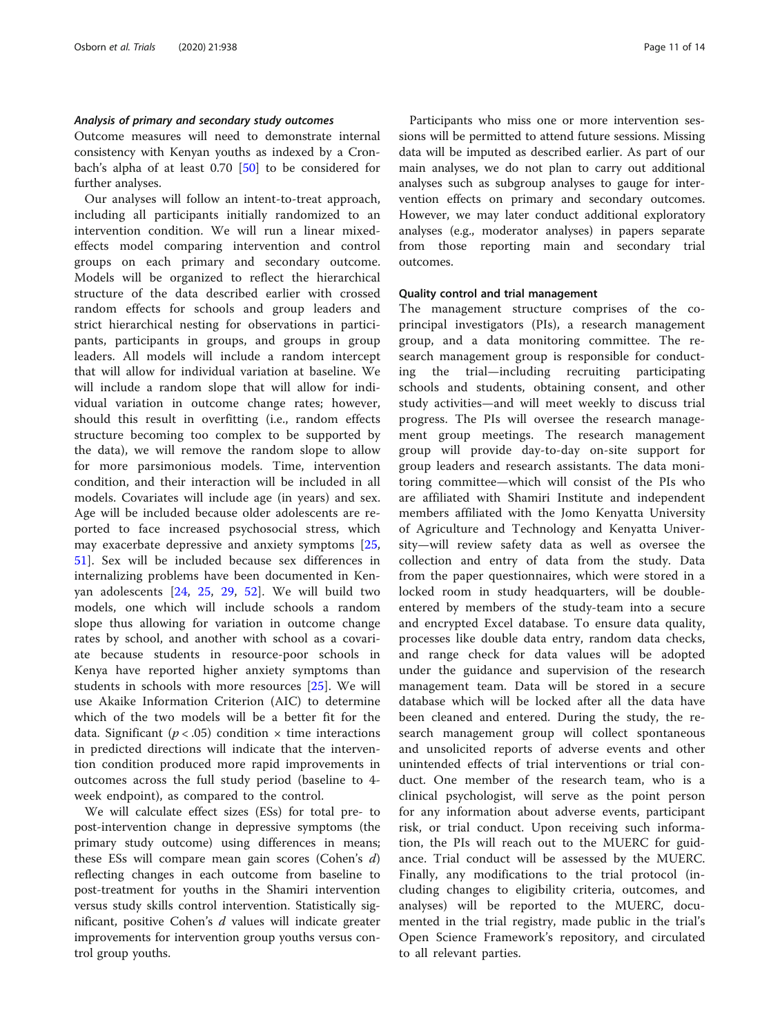### *Analysis of primary and secondary study outcomes*

Outcome measures will need to demonstrate internal consistency with Kenyan youths as indexed by a Cronbach's alpha of at least 0.70 [50] to be considered for further analyses.

Our analyses will follow an intent-to-treat approach, including all participants initially randomized to an intervention condition. We will run a linear mixed-effects model comparing intervention and control groups on each primary and secondary outcome. Models will be organized to reflect the hierarchical structure of the data described earlier with crossed random effects for schools and group leaders and strict hierarchical nesting for observations in participants, participants in groups, and groups in group leaders. All models will include a random intercept that will allow for individual variation at baseline. We will include a random slope that will allow for individual variation in outcome change rates; however, should this result in overfitting (i.e., random effects structure becoming too complex to be supported by the data), we will remove the random slope to allow for more parsimonious models. Time, intervention condition, and their interaction will be included in all models. Covariates will include age (in years) and sex. Age will be included because older adolescents are reported to face increased psychosocial stress, which may exacerbate depressive and anxiety symptoms [25, 51]. Sex will be included because sex differences in internalizing problems have been documented in Kenyan adolescents [24, 25, 29, 52]. We will build two models, one which will include schools a random slope thus allowing for variation in outcome change rates by school, and another with school as a covariate because students in resource-poor schools in Kenya have reported higher anxiety symptoms than students in schools with more resources [25]. We will use Akaike Information Criterion (AIC) to determine which of the two models will be a better fit for the data. Significant ($p < .05$) condition × time interactions in predicted directions will indicate that the intervention condition produced more rapid improvements in outcomes across the full study period (baseline to 4-week endpoint), as compared to the control.

We will calculate effect sizes (ESs) for total pre- to post-intervention change in depressive symptoms (the primary study outcome) using differences in means; these ESs will compare mean gain scores (Cohen's $d$) reflecting changes in each outcome from baseline to post-treatment for youths in the Shamiri intervention versus study skills control intervention. Statistically significant, positive Cohen's $d$ values will indicate greater improvements for intervention group youths versus control group youths.

Participants who miss one or more intervention sessions will be permitted to attend future sessions. Missing data will be imputed as described earlier. As part of our main analyses, we do not plan to carry out additional analyses such as subgroup analyses to gauge for intervention effects on primary and secondary outcomes. However, we may later conduct additional exploratory analyses (e.g., moderator analyses) in papers separate from those reporting main and secondary trial outcomes.

## Quality control and trial management

The management structure comprises of the co-principal investigators (PIs), a research management group, and a data monitoring committee. The research management group is responsible for conducting the trial—including recruiting participating schools and students, obtaining consent, and other study activities—and will meet weekly to discuss trial progress. The PIs will oversee the research management group meetings. The research management group will provide day-to-day on-site support for group leaders and research assistants. The data monitoring committee—which will consist of the PIs who are affiliated with Shamiri Institute and independent members affiliated with the Jomo Kenyatta University of Agriculture and Technology and Kenyatta University—will review safety data as well as oversee the collection and entry of data from the study. Data from the paper questionnaires, which were stored in a locked room in study headquarters, will be double-entered by members of the study-team into a secure and encrypted Excel database. To ensure data quality, processes like double data entry, random data checks, and range check for data values will be adopted under the guidance and supervision of the research management team. Data will be stored in a secure database which will be locked after all the data have been cleaned and entered. During the study, the research management group will collect spontaneous and unsolicited reports of adverse events and other unintended effects of trial interventions or trial conduct. One member of the research team, who is a clinical psychologist, will serve as the point person for any information about adverse events, participant risk, or trial conduct. Upon receiving such information, the PIs will reach out to the MUERC for guidance. Trial conduct will be assessed by the MUERC. Finally, any modifications to the trial protocol (including changes to eligibility criteria, outcomes, and analyses) will be reported to the MUERC, documented in the trial registry, made public in the trial's Open Science Framework's repository, and circulated to all relevant parties.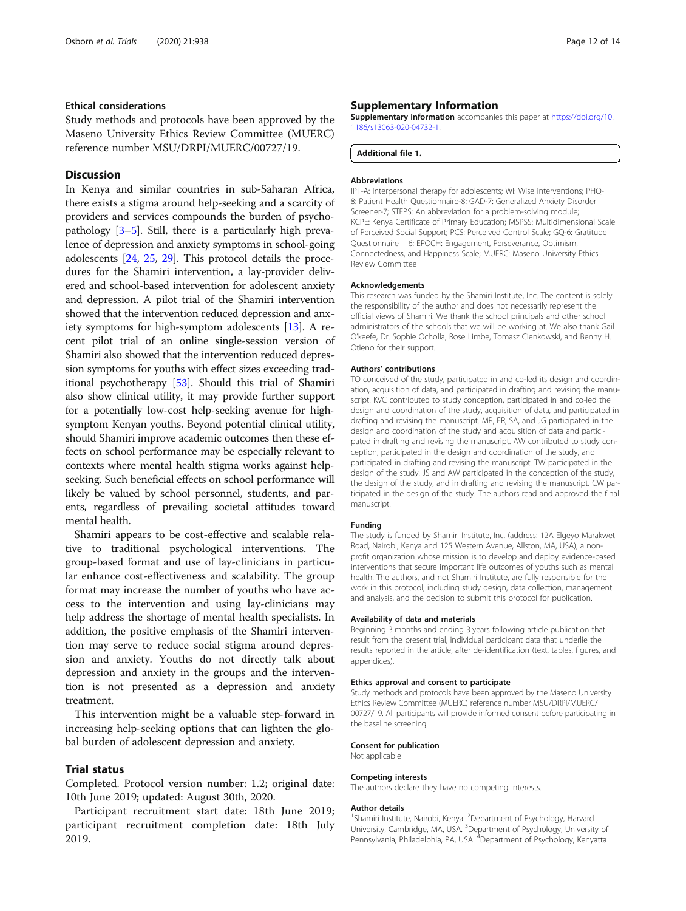### Ethical considerations

Study methods and protocols have been approved by the Maseno University Ethics Review Committee (MUERC) reference number MSU/DRPI/MUERC/00727/19.

## Discussion

In Kenya and similar countries in sub-Saharan Africa, there exists a stigma around help-seeking and a scarcity of providers and services compounds the burden of psychopathology [3–5]. Still, there is a particularly high prevalence of depression and anxiety symptoms in school-going adolescents [24, 25, 29]. This protocol details the procedures for the Shamiri intervention, a lay-provider delivered and school-based intervention for adolescent anxiety and depression. A pilot trial of the Shamiri intervention showed that the intervention reduced depression and anxiety symptoms for high-symptom adolescents [13]. A recent pilot trial of an online single-session version of Shamiri also showed that the intervention reduced depression symptoms for youths with effect sizes exceeding traditional psychotherapy [53]. Should this trial of Shamiri also show clinical utility, it may provide further support for a potentially low-cost help-seeking avenue for high-symptom Kenyan youths. Beyond potential clinical utility, should Shamiri improve academic outcomes then these effects on school performance may be especially relevant to contexts where mental health stigma works against help-seeking. Such beneficial effects on school performance will likely be valued by school personnel, students, and parents, regardless of prevailing societal attitudes toward mental health.

Shamiri appears to be cost-effective and scalable relative to traditional psychological interventions. The group-based format and use of lay-clinicians in particular enhance cost-effectiveness and scalability. The group format may increase the number of youths who have access to the intervention and using lay-clinicians may help address the shortage of mental health specialists. In addition, the positive emphasis of the Shamiri intervention may serve to reduce social stigma around depression and anxiety. Youths do not directly talk about depression and anxiety in the groups and the intervention is not presented as a depression and anxiety treatment.

This intervention might be a valuable step-forward in increasing help-seeking options that can lighten the global burden of adolescent depression and anxiety.

## Trial status

Completed. Protocol version number: 1.2; original date: 10th June 2019; updated: August 30th, 2020.

Participant recruitment start date: 18th June 2019; participant recruitment completion date: 18th July 2019.

## Supplementary Information

**Supplementary information** accompanies this paper at https://doi.org/10.1186/s13063-020-04732-1.

**Additional file 1.**

### Abbreviations

IPT-A: Interpersonal therapy for adolescents; WI: Wise interventions; PHQ-8: Patient Health Questionnaire-8; GAD-7: Generalized Anxiety Disorder Screener-7; STEPS: An abbreviation for a problem-solving module; KCPE: Kenya Certificate of Primary Education; MSPSS: Multidimensional Scale of Perceived Social Support; PCS: Perceived Control Scale; GQ-6: Gratitude Questionnaire – 6; EPOCH: Engagement, Perseverance, Optimism, Connectedness, and Happiness Scale; MUERC: Maseno University Ethics Review Committee

### Acknowledgements

This research was funded by the Shamiri Institute, Inc. The content is solely the responsibility of the author and does not necessarily represent the official views of Shamiri. We thank the school principals and other school administrators of the schools that we will be working at. We also thank Gail O'keefe, Dr. Sophie Ocholla, Rose Limbe, Tomasz Cienkowski, and Benny H. Otieno for their support.

### Authors' contributions

TO conceived of the study, participated in and co-led its design and coordination, acquisition of data, and participated in drafting and revising the manuscript. KVC contributed to study conception, participated in and co-led the design and coordination of the study, acquisition of data, and participated in drafting and revising the manuscript. MR, ER, SA, and JG participated in the design and coordination of the study and acquisition of data and participated in drafting and revising the manuscript. AW contributed to study conception, participated in the design and coordination of the study, and participated in drafting and revising the manuscript. TW participated in the design of the study. JS and AW participated in the conception of the study, the design of the study, and in drafting and revising the manuscript. CW participated in the design of the study. The authors read and approved the final manuscript.

### Funding

The study is funded by Shamiri Institute, Inc. (address: 12A Elgeyo Marakwet Road, Nairobi, Kenya and 125 Western Avenue, Allston, MA, USA), a non-profit organization whose mission is to develop and deploy evidence-based interventions that secure important life outcomes of youths such as mental health. The authors, and not Shamiri Institute, are fully responsible for the work in this protocol, including study design, data collection, management and analysis, and the decision to submit this protocol for publication.

### Availability of data and materials

Beginning 3 months and ending 3 years following article publication that result from the present trial, individual participant data that underlie the results reported in the article, after de-identification (text, tables, figures, and appendices).

### Ethics approval and consent to participate

Study methods and protocols have been approved by the Maseno University Ethics Review Committee (MUERC) reference number MSU/DRPI/MUERC/00727/19. All participants will provide informed consent before participating in the baseline screening.

### Consent for publication

Not applicable

### Competing interests

The authors declare they have no competing interests.

### Author details

[1]Shamiri Institute, Nairobi, Kenya. [2]Department of Psychology, Harvard University, Cambridge, MA, USA. [3]Department of Psychology, University of Pennsylvania, Philadelphia, PA, USA. [4]Department of Psychology, Kenyatta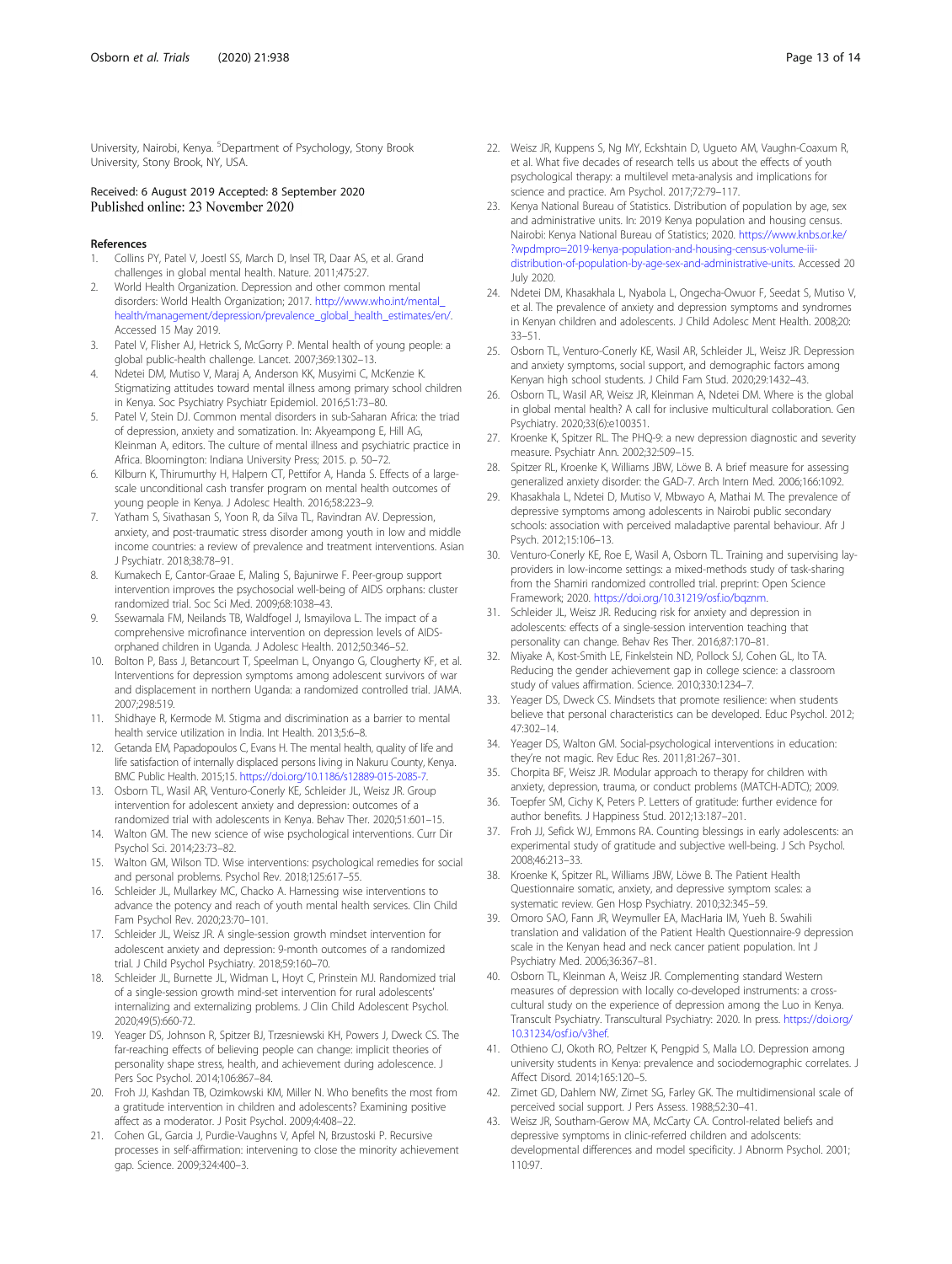University, Nairobi, Kenya. [5]Department of Psychology, Stony Brook University, Stony Brook, NY, USA.

Received: 6 August 2019 Accepted: 8 September 2020
Published online: 23 November 2020

## References

1. Collins PY, Patel V, Joestl SS, March D, Insel TR, Daar AS, et al. Grand challenges in global mental health. Nature. 2011;475:27.
2. World Health Organization. Depression and other common mental disorders: World Health Organization; 2017. http://www.who.int/mental_health/management/depression/prevalence_global_health_estimates/en/. Accessed 15 May 2019.
3. Patel V, Flisher AJ, Hetrick S, McGorry P. Mental health of young people: a global public-health challenge. Lancet. 2007;369:1302–13.
4. Ndetei DM, Mutiso V, Maraj A, Anderson KK, Musyimi C, McKenzie K. Stigmatizing attitudes toward mental illness among primary school children in Kenya. Soc Psychiatry Psychiatr Epidemiol. 2016;51:73–80.
5. Patel V, Stein DJ. Common mental disorders in sub-Saharan Africa: the triad of depression, anxiety and somatization. In: Akyeampong E, Hill AG, Kleinman A, editors. The culture of mental illness and psychiatric practice in Africa. Bloomington: Indiana University Press; 2015. p. 50–72.
6. Kilburn K, Thirumurthy H, Halpern CT, Pettifor A, Handa S. Effects of a large-scale unconditional cash transfer program on mental health outcomes of young people in Kenya. J Adolesc Health. 2016;58:223–9.
7. Yatham S, Sivathasan S, Yoon R, da Silva TL, Ravindran AV. Depression, anxiety, and post-traumatic stress disorder among youth in low and middle income countries: a review of prevalence and treatment interventions. Asian J Psychiatr. 2018;38:78–91.
8. Kumakech E, Cantor-Graae E, Maling S, Bajunirwe F. Peer-group support intervention improves the psychosocial well-being of AIDS orphans: cluster randomized trial. Soc Sci Med. 2009;68:1038–43.
9. Ssewamala FM, Neilands TB, Waldfogel J, Ismayilova L. The impact of a comprehensive microfinance intervention on depression levels of AIDS-orphaned children in Uganda. J Adolesc Health. 2012;50:346–52.
10. Bolton P, Bass J, Betancourt T, Speelman L, Onyango G, Clougherty KF, et al. Interventions for depression symptoms among adolescent survivors of war and displacement in northern Uganda: a randomized controlled trial. JAMA. 2007;298:519.
11. Shidhaye R, Kermode M. Stigma and discrimination as a barrier to mental health service utilization in India. Int Health. 2013;5:6–8.
12. Getanda EM, Papadopoulos C, Evans H. The mental health, quality of life and life satisfaction of internally displaced persons living in Nakuru County, Kenya. BMC Public Health. 2015;15. https://doi.org/10.1186/s12889-015-2085-7.
13. Osborn TL, Wasil AR, Venturo-Conerly KE, Schleider JL, Weisz JR. Group intervention for adolescent anxiety and depression: outcomes of a randomized trial with adolescents in Kenya. Behav Ther. 2020;51:601–15.
14. Walton GM. The new science of wise psychological interventions. Curr Dir Psychol Sci. 2014;23:73–82.
15. Walton GM, Wilson TD. Wise interventions: psychological remedies for social and personal problems. Psychol Rev. 2018;125:617–55.
16. Schleider JL, Mullarkey MC, Chacko A. Harnessing wise interventions to advance the potency and reach of youth mental health services. Clin Child Fam Psychol Rev. 2020;23:70–101.
17. Schleider JL, Weisz JR. A single-session growth mindset intervention for adolescent anxiety and depression: 9-month outcomes of a randomized trial. J Child Psychol Psychiatry. 2018;59:160–70.
18. Schleider JL, Burnette JL, Widman L, Hoyt C, Prinstein MJ. Randomized trial of a single-session growth mind-set intervention for rural adolescents' internalizing and externalizing problems. J Clin Child Adolescent Psychol. 2020;49(5):660-72.
19. Yeager DS, Johnson R, Spitzer BJ, Trzesniewski KH, Powers J, Dweck CS. The far-reaching effects of believing people can change: implicit theories of personality shape stress, health, and achievement during adolescence. J Pers Soc Psychol. 2014;106:867–84.
20. Froh JJ, Kashdan TB, Ozimkowski KM, Miller N. Who benefits the most from a gratitude intervention in children and adolescents? Examining positive affect as a moderator. J Posit Psychol. 2009;4:408–22.
21. Cohen GL, Garcia J, Purdie-Vaughns V, Apfel N, Brzustoski P. Recursive processes in self-affirmation: intervening to close the minority achievement gap. Science. 2009;324:400–3.
22. Weisz JR, Kuppens S, Ng MY, Eckshtain D, Ugueto AM, Vaughn-Coaxum R, et al. What five decades of research tells us about the effects of youth psychological therapy: a multilevel meta-analysis and implications for science and practice. Am Psychol. 2017;72:79–117.
23. Kenya National Bureau of Statistics. Distribution of population by age, sex and administrative units. In: 2019 Kenya population and housing census. Nairobi: Kenya National Bureau of Statistics; 2020. https://www.knbs.or.ke/?wpdmpro=2019-kenya-population-and-housing-census-volume-iii-distribution-of-population-by-age-sex-and-administrative-units. Accessed 20 July 2020.
24. Ndetei DM, Khasakhala L, Nyabola L, Ongecha-Owuor F, Seedat S, Mutiso V, et al. The prevalence of anxiety and depression symptoms and syndromes in Kenyan children and adolescents. J Child Adolesc Ment Health. 2008;20:33–51.
25. Osborn TL, Venturo-Conerly KE, Wasil AR, Schleider JL, Weisz JR. Depression and anxiety symptoms, social support, and demographic factors among Kenyan high school students. J Child Fam Stud. 2020;29:1432–43.
26. Osborn TL, Wasil AR, Weisz JR, Kleinman A, Ndetei DM. Where is the global in global mental health? A call for inclusive multicultural collaboration. Gen Psychiatry. 2020;33(6):e100351.
27. Kroenke K, Spitzer RL. The PHQ-9: a new depression diagnostic and severity measure. Psychiatr Ann. 2002;32:509–15.
28. Spitzer RL, Kroenke K, Williams JBW, Löwe B. A brief measure for assessing generalized anxiety disorder: the GAD-7. Arch Intern Med. 2006;166:1092.
29. Khasakhala L, Ndetei D, Mutiso V, Mbwayo A, Mathai M. The prevalence of depressive symptoms among adolescents in Nairobi public secondary schools: association with perceived maladaptive parental behaviour. Afr J Psych. 2012;15:106–13.
30. Venturo-Conerly KE, Roe E, Wasil A, Osborn TL. Training and supervising lay-providers in low-income settings: a mixed-methods study of task-sharing from the Shamiri randomized controlled trial. preprint: Open Science Framework; 2020. https://doi.org/10.31219/osf.io/bqznm.
31. Schleider JL, Weisz JR. Reducing risk for anxiety and depression in adolescents: effects of a single-session intervention teaching that personality can change. Behav Res Ther. 2016;87:170–81.
32. Miyake A, Kost-Smith LE, Finkelstein ND, Pollock SJ, Cohen GL, Ito TA. Reducing the gender achievement gap in college science: a classroom study of values affirmation. Science. 2010;330:1234–7.
33. Yeager DS, Dweck CS. Mindsets that promote resilience: when students believe that personal characteristics can be developed. Educ Psychol. 2012;47:302–14.
34. Yeager DS, Walton GM. Social-psychological interventions in education: they're not magic. Rev Educ Res. 2011;81:267–301.
35. Chorpita BF, Weisz JR. Modular approach to therapy for children with anxiety, depression, trauma, or conduct problems (MATCH-ADTC); 2009.
36. Toepfer SM, Cichy K, Peters P. Letters of gratitude: further evidence for author benefits. J Happiness Stud. 2012;13:187–201.
37. Froh JJ, Sefick WJ, Emmons RA. Counting blessings in early adolescents: an experimental study of gratitude and subjective well-being. J Sch Psychol. 2008;46:213–33.
38. Kroenke K, Spitzer RL, Williams JBW, Löwe B. The Patient Health Questionnaire somatic, anxiety, and depressive symptom scales: a systematic review. Gen Hosp Psychiatry. 2010;32:345–59.
39. Omoro SAO, Fann JR, Weymuller EA, MacHaria IM, Yueh B. Swahili translation and validation of the Patient Health Questionnaire-9 depression scale in the Kenyan head and neck cancer patient population. Int J Psychiatry Med. 2006;36:367–81.
40. Osborn TL, Kleinman A, Weisz JR. Complementing standard Western measures of depression with locally co-developed instruments: a cross-cultural study on the experience of depression among the Luo in Kenya. Transcult Psychiatry. Transcultural Psychiatry: 2020. In press. https://doi.org/10.31234/osf.io/v3hef.
41. Othieno CJ, Okoth RO, Peltzer K, Pengpid S, Malla LO. Depression among university students in Kenya: prevalence and sociodemographic correlates. J Affect Disord. 2014;165:120–5.
42. Zimet GD, Dahlem NW, Zimet SG, Farley GK. The multidimensional scale of perceived social support. J Pers Assess. 1988;52:30–41.
43. Weisz JR, Southam-Gerow MA, McCarty CA. Control-related beliefs and depressive symptoms in clinic-referred children and adolscents: developmental differences and model specificity. J Abnorm Psychol. 2001;110:97.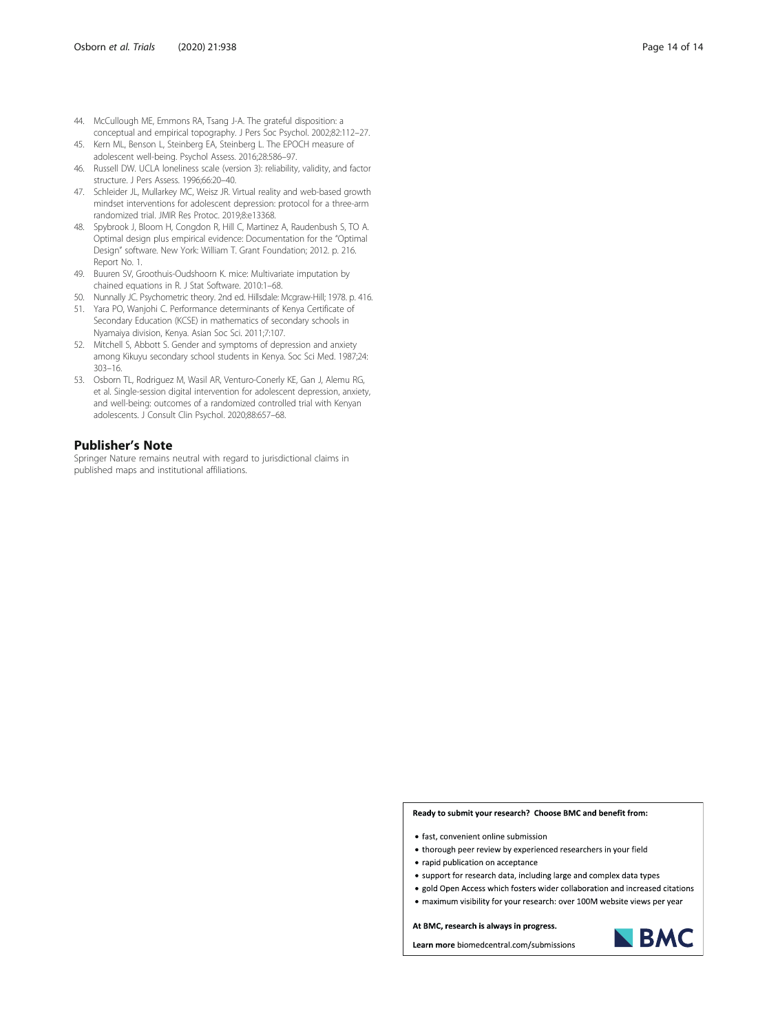44. McCullough ME, Emmons RA, Tsang J-A. The grateful disposition: a conceptual and empirical topography. J Pers Soc Psychol. 2002;82:112–27.
45. Kern ML, Benson L, Steinberg EA, Steinberg L. The EPOCH measure of adolescent well-being. Psychol Assess. 2016;28:586–97.
46. Russell DW. UCLA loneliness scale (version 3): reliability, validity, and factor structure. J Pers Assess. 1996;66:20–40.
47. Schleider JL, Mullarkey MC, Weisz JR. Virtual reality and web-based growth mindset interventions for adolescent depression: protocol for a three-arm randomized trial. JMIR Res Protoc. 2019;8:e13368.
48. Spybrook J, Bloom H, Congdon R, Hill C, Martinez A, Raudenbush S, TO A. Optimal design plus empirical evidence: Documentation for the "Optimal Design" software. New York: William T. Grant Foundation; 2012. p. 216. Report No. 1.
49. Buuren SV, Groothuis-Oudshoorn K. mice: Multivariate imputation by chained equations in R. J Stat Software. 2010:1–68.
50. Nunnally JC. Psychometric theory. 2nd ed. Hillsdale: Mcgraw-Hill; 1978. p. 416.
51. Yara PO, Wanjohi C. Performance determinants of Kenya Certificate of Secondary Education (KCSE) in mathematics of secondary schools in Nyamaiya division, Kenya. Asian Soc Sci. 2011;7:107.
52. Mitchell S, Abbott S. Gender and symptoms of depression and anxiety among Kikuyu secondary school students in Kenya. Soc Sci Med. 1987;24: 303–16.
53. Osborn TL, Rodriguez M, Wasil AR, Venturo-Conerly KE, Gan J, Alemu RG, et al. Single-session digital intervention for adolescent depression, anxiety, and well-being: outcomes of a randomized controlled trial with Kenyan adolescents. J Consult Clin Psychol. 2020;88:657–68.

## Publisher's Note

Springer Nature remains neutral with regard to jurisdictional claims in published maps and institutional affiliations.

**Ready to submit your research? Choose BMC and benefit from:**

- fast, convenient online submission
- thorough peer review by experienced researchers in your field
- rapid publication on acceptance
- support for research data, including large and complex data types
- gold Open Access which fosters wider collaboration and increased citations
- maximum visibility for your research: over 100M website views per year

**At BMC, research is always in progress.**

**Learn more** biomedcentral.com/submissions

BMC